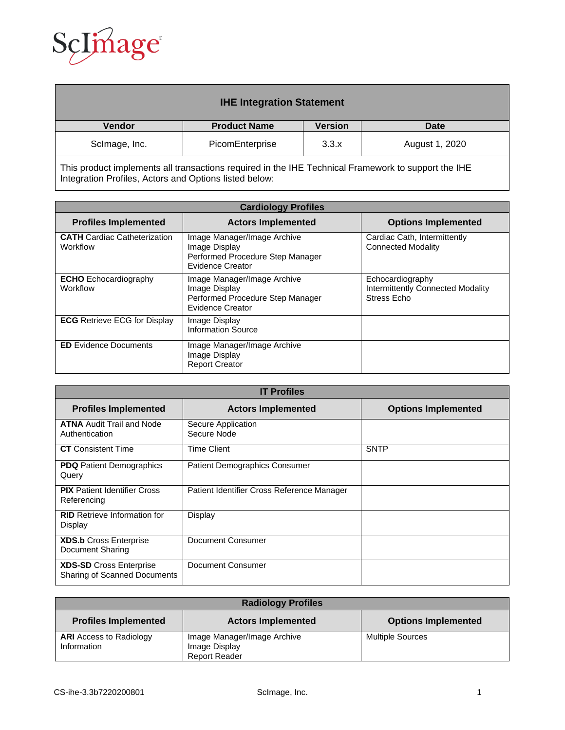ScImage

| IHE Integration Statement | | | |
|---|---|---|---|
| **Vendor** | **Product Name** | **Version** | **Date** |
| ScImage, Inc. | PicomEnterprise | 3.3.x | August 1, 2020 |

This product implements all transactions required in the IHE Technical Framework to support the IHE Integration Profiles, Actors and Options listed below:

| Cardiology Profiles | | |
|---|---|---|
| **Profiles Implemented** | **Actors Implemented** | **Options Implemented** |
| **CATH** Cardiac Catheterization Workflow | Image Manager/Image Archive<br>Image Display<br>Performed Procedure Step Manager<br>Evidence Creator | Cardiac Cath, Intermittently Connected Modality |
| **ECHO** Echocardiography Workflow | Image Manager/Image Archive<br>Image Display<br>Performed Procedure Step Manager<br>Evidence Creator | Echocardiography<br>Intermittently Connected Modality<br>Stress Echo |
| **ECG** Retrieve ECG for Display | Image Display<br>Information Source | |
| **ED** Evidence Documents | Image Manager/Image Archive<br>Image Display<br>Report Creator | |

| IT Profiles | | |
|---|---|---|
| **Profiles Implemented** | **Actors Implemented** | **Options Implemented** |
| **ATNA** Audit Trail and Node Authentication | Secure Application<br>Secure Node | |
| **CT** Consistent Time | Time Client | SNTP |
| **PDQ** Patient Demographics Query | Patient Demographics Consumer | |
| **PIX** Patient Identifier Cross Referencing | Patient Identifier Cross Reference Manager | |
| **RID** Retrieve Information for Display | Display | |
| **XDS.b** Cross Enterprise Document Sharing | Document Consumer | |
| **XDS-SD** Cross Enterprise Sharing of Scanned Documents | Document Consumer | |

| Radiology Profiles | | |
|---|---|---|
| **Profiles Implemented** | **Actors Implemented** | **Options Implemented** |
| **ARI** Access to Radiology Information | Image Manager/Image Archive<br>Image Display<br>Report Reader | Multiple Sources |

CS-ihe-3.3b7220200801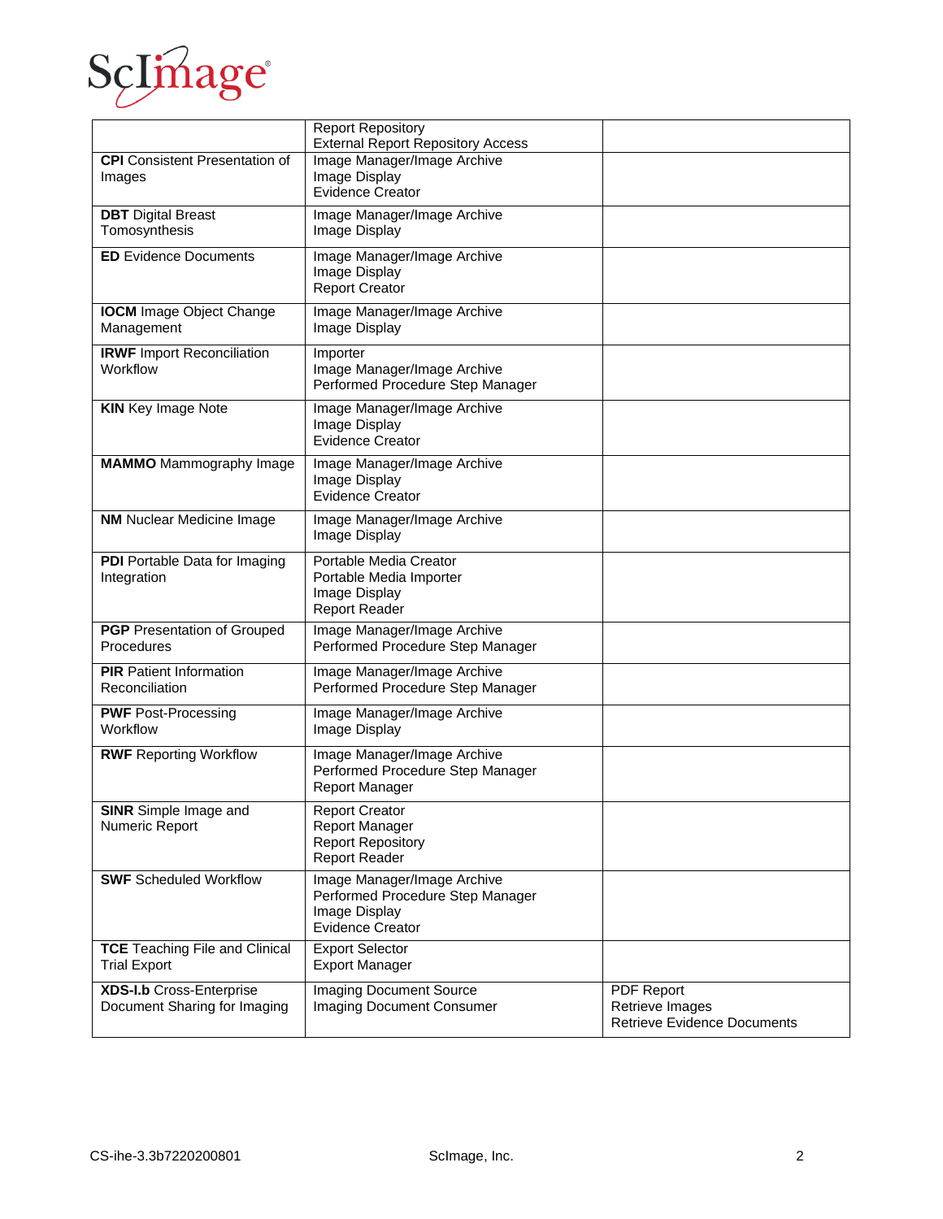| | | |
|---|---|---|
| | Report Repository<br>External Report Repository Access | |
| **CPI** Consistent Presentation of Images | Image Manager/Image Archive<br>Image Display<br>Evidence Creator | |
| **DBT** Digital Breast Tomosynthesis | Image Manager/Image Archive<br>Image Display | |
| **ED** Evidence Documents | Image Manager/Image Archive<br>Image Display<br>Report Creator | |
| **IOCM** Image Object Change Management | Image Manager/Image Archive<br>Image Display | |
| **IRWF** Import Reconciliation Workflow | Importer<br>Image Manager/Image Archive<br>Performed Procedure Step Manager | |
| **KIN** Key Image Note | Image Manager/Image Archive<br>Image Display<br>Evidence Creator | |
| **MAMMO** Mammography Image | Image Manager/Image Archive<br>Image Display<br>Evidence Creator | |
| **NM** Nuclear Medicine Image | Image Manager/Image Archive<br>Image Display | |
| **PDI** Portable Data for Imaging Integration | Portable Media Creator<br>Portable Media Importer<br>Image Display<br>Report Reader | |
| **PGP** Presentation of Grouped Procedures | Image Manager/Image Archive<br>Performed Procedure Step Manager | |
| **PIR** Patient Information Reconciliation | Image Manager/Image Archive<br>Performed Procedure Step Manager | |
| **PWF** Post-Processing Workflow | Image Manager/Image Archive<br>Image Display | |
| **RWF** Reporting Workflow | Image Manager/Image Archive<br>Performed Procedure Step Manager<br>Report Manager | |
| **SINR** Simple Image and Numeric Report | Report Creator<br>Report Manager<br>Report Repository<br>Report Reader | |
| **SWF** Scheduled Workflow | Image Manager/Image Archive<br>Performed Procedure Step Manager<br>Image Display<br>Evidence Creator | |
| **TCE** Teaching File and Clinical Trial Export | Export Selector<br>Export Manager | |
| **XDS-I.b** Cross-Enterprise Document Sharing for Imaging | Imaging Document Source<br>Imaging Document Consumer | PDF Report<br>Retrieve Images<br>Retrieve Evidence Documents |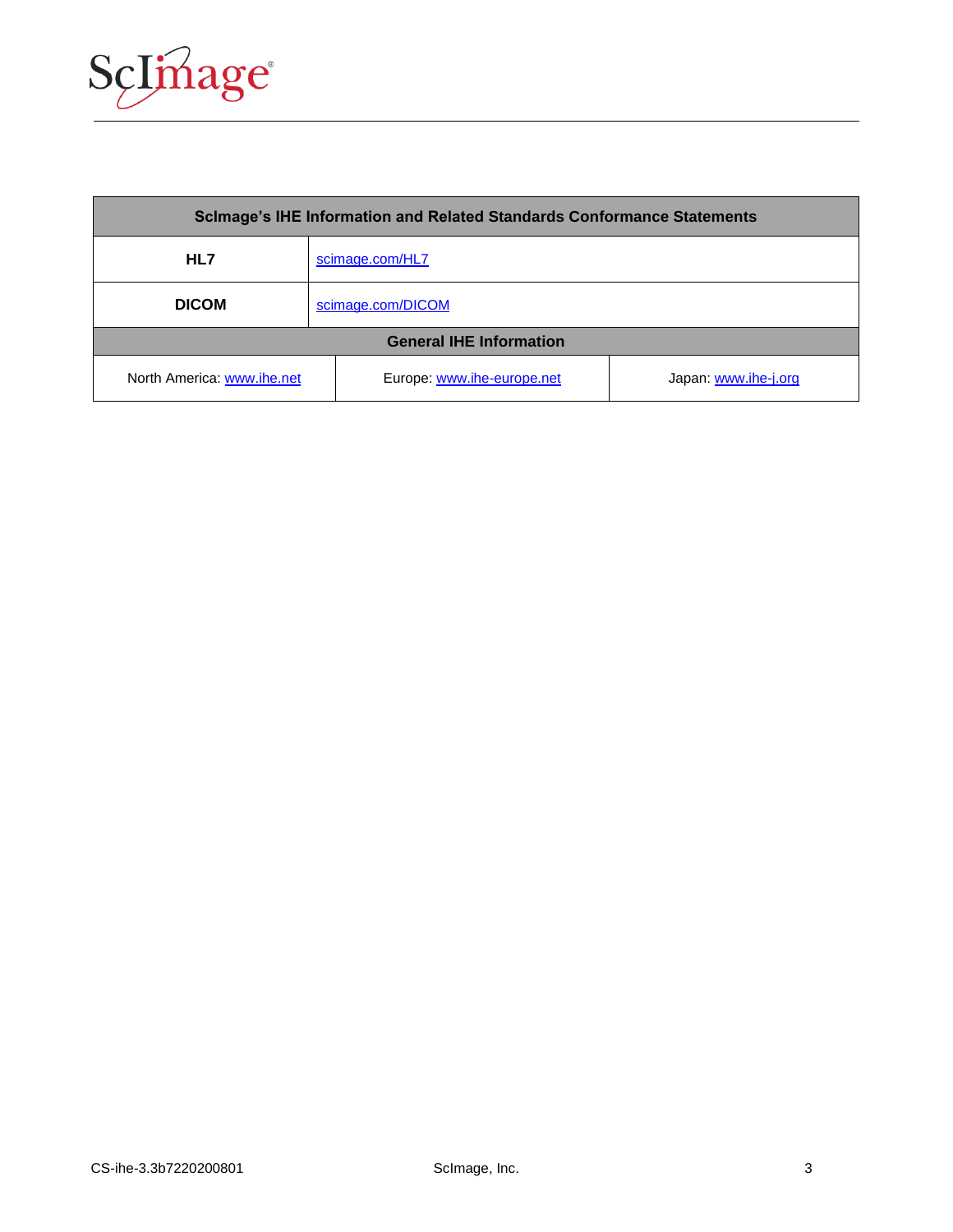| ScImage's IHE Information and Related Standards Conformance Statements | | |
|---|---|---|
| **HL7** | scimage.com/HL7 | |
| **DICOM** | scimage.com/DICOM | |
| **General IHE Information** | | |
| North America: www.ihe.net | Europe: www.ihe-europe.net | Japan: www.ihe-j.org |